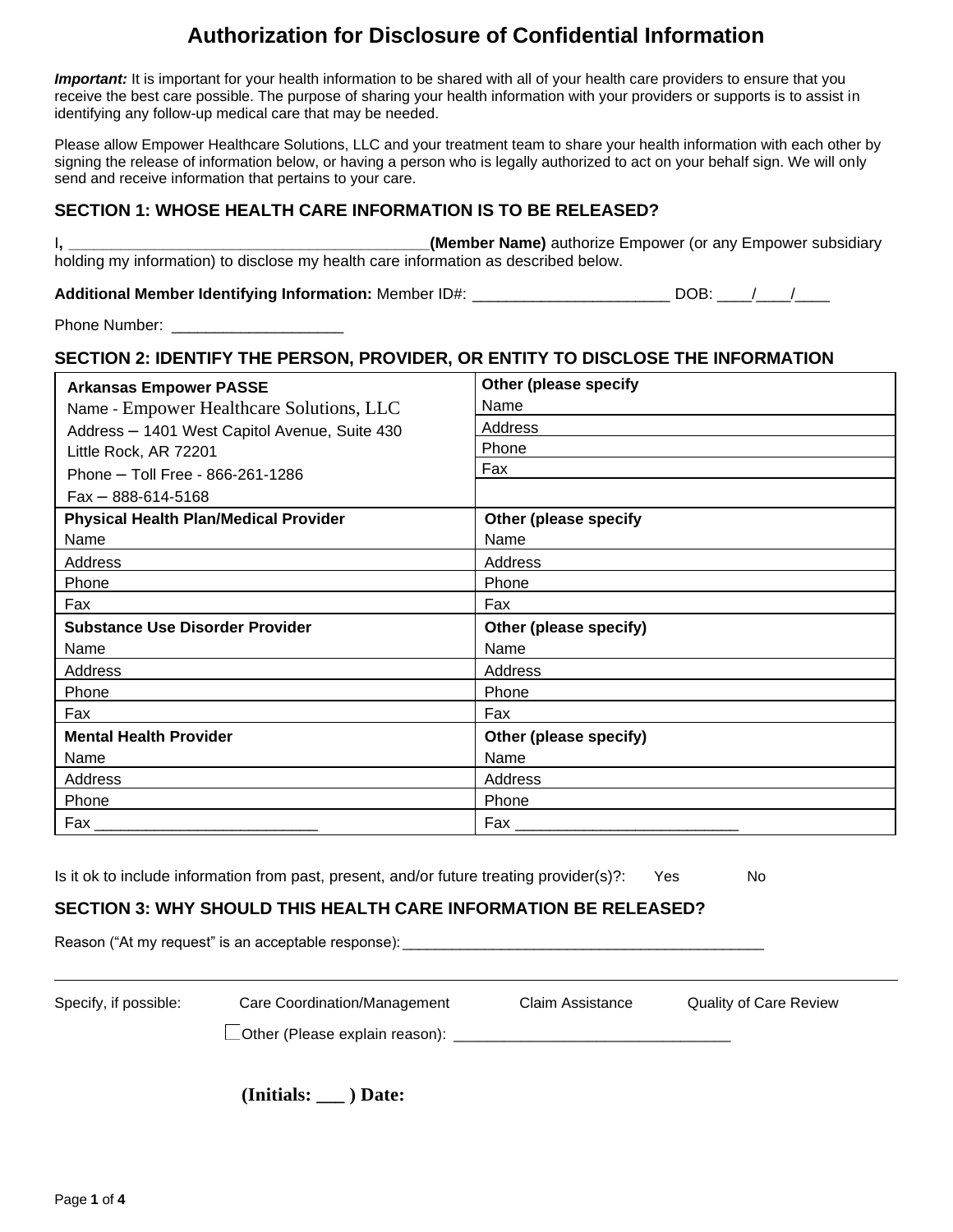# Authorization for Disclosure of Confidential Information

***Important:*** It is important for your health information to be shared with all of your health care providers to ensure that you receive the best care possible. The purpose of sharing your health information with your providers or supports is to assist in identifying any follow-up medical care that may be needed.

Please allow Empower Healthcare Solutions, LLC and your treatment team to share your health information with each other by signing the release of information below, or having a person who is legally authorized to act on your behalf sign. We will only send and receive information that pertains to your care.

## SECTION 1: WHOSE HEALTH CARE INFORMATION IS TO BE RELEASED?

I**,** ___________________________________________**(Member Name)** authorize Empower (or any Empower subsidiary holding my information) to disclose my health care information as described below.

**Additional Member Identifying Information:** Member ID#: _______________________ DOB: ____/____/____

Phone Number: ____________________

## SECTION 2: IDENTIFY THE PERSON, PROVIDER, OR ENTITY TO DISCLOSE THE INFORMATION

| | |
|---|---|
| **Arkansas Empower PASSE** | **Other (please specify** |
| Name - Empower Healthcare Solutions, LLC | Name |
| Address – 1401 West Capitol Avenue, Suite 430 Little Rock, AR 72201 | Address |
| Phone – Toll Free - 866-261-1286 | Phone |
| Fax – 888-614-5168 | Fax |
| **Physical Health Plan/Medical Provider** | **Other (please specify** |
| Name | Name |
| Address | Address |
| Phone | Phone |
| Fax | Fax |
| **Substance Use Disorder Provider** | **Other (please specify)** |
| Name | Name |
| Address | Address |
| Phone | Phone |
| Fax | Fax |
| **Mental Health Provider** | **Other (please specify)** |
| Name | Name |
| Address | Address |
| Phone | Phone |
| Fax __________________________ | Fax __________________________ |

Is it ok to include information from past, present, and/or future treating provider(s)?: Yes No

## SECTION 3: WHY SHOULD THIS HEALTH CARE INFORMATION BE RELEASED?

Reason ("At my request" is an acceptable response): _____________________________________________

---

Specify, if possible: Care Coordination/Management Claim Assistance Quality of Care Review

☐ Other (Please explain reason): _________________________________

**(Initials: ___ ) Date:**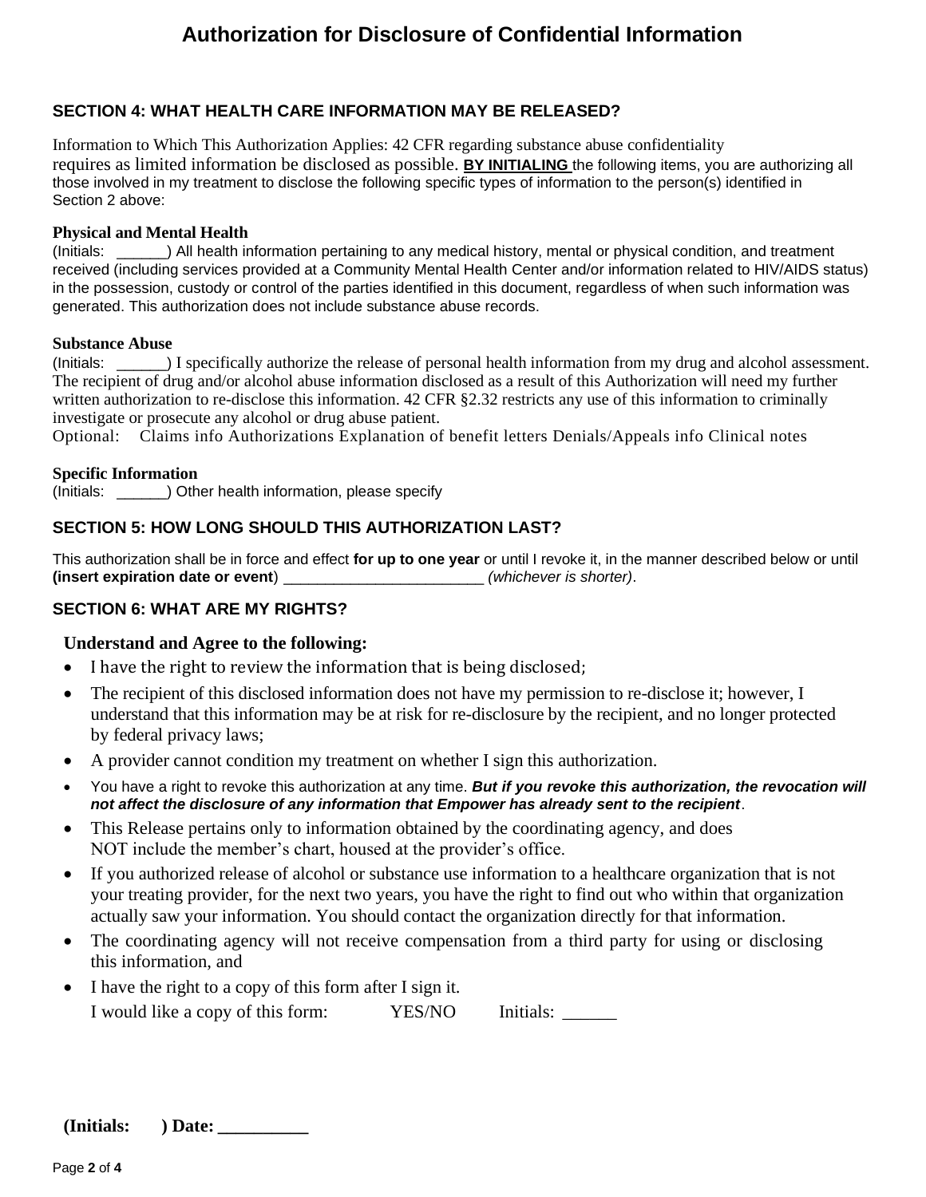# Authorization for Disclosure of Confidential Information

## SECTION 4: WHAT HEALTH CARE INFORMATION MAY BE RELEASED?

Information to Which This Authorization Applies: 42 CFR regarding substance abuse confidentiality requires as limited information be disclosed as possible. **BY INITIALING** the following items, you are authorizing all those involved in my treatment to disclose the following specific types of information to the person(s) identified in Section 2 above:

**Physical and Mental Health**
(Initials: ______) All health information pertaining to any medical history, mental or physical condition, and treatment received (including services provided at a Community Mental Health Center and/or information related to HIV/AIDS status) in the possession, custody or control of the parties identified in this document, regardless of when such information was generated. This authorization does not include substance abuse records.

**Substance Abuse**
(Initials: ______) I specifically authorize the release of personal health information from my drug and alcohol assessment. The recipient of drug and/or alcohol abuse information disclosed as a result of this Authorization will need my further written authorization to re-disclose this information. 42 CFR §2.32 restricts any use of this information to criminally investigate or prosecute any alcohol or drug abuse patient.
Optional: Claims info Authorizations Explanation of benefit letters Denials/Appeals info Clinical notes

**Specific Information**
(Initials: ______) Other health information, please specify

## SECTION 5: HOW LONG SHOULD THIS AUTHORIZATION LAST?

This authorization shall be in force and effect **for up to one year** or until I revoke it, in the manner described below or until **(insert expiration date or event**) ________________________ *(whichever is shorter)*.

## SECTION 6: WHAT ARE MY RIGHTS?

**Understand and Agree to the following:**

- I have the right to review the information that is being disclosed;
- The recipient of this disclosed information does not have my permission to re-disclose it; however, I understand that this information may be at risk for re-disclosure by the recipient, and no longer protected by federal privacy laws;
- A provider cannot condition my treatment on whether I sign this authorization.
- You have a right to revoke this authorization at any time. ***But if you revoke this authorization, the revocation will not affect the disclosure of any information that Empower has already sent to the recipient***.
- This Release pertains only to information obtained by the coordinating agency, and does NOT include the member's chart, housed at the provider's office.
- If you authorized release of alcohol or substance use information to a healthcare organization that is not your treating provider, for the next two years, you have the right to find out who within that organization actually saw your information. You should contact the organization directly for that information.
- The coordinating agency will not receive compensation from a third party for using or disclosing this information, and
- I have the right to a copy of this form after I sign it.
  I would like a copy of this form: YES/NO Initials: ______

**(Initials: ) Date: __________**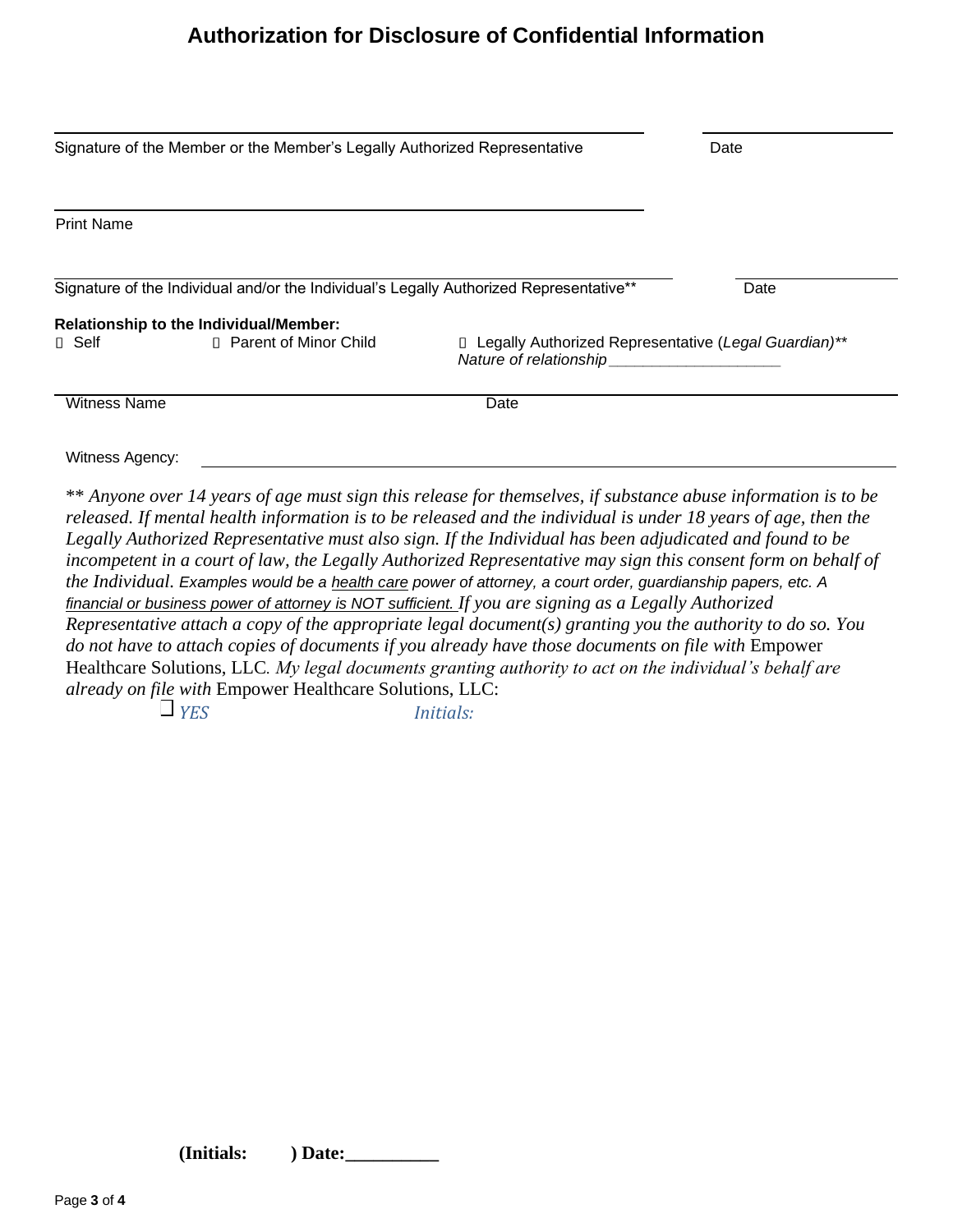# Authorization for Disclosure of Confidential Information

_______________________________________________ _______________

Signature of the Member or the Member's Legally Authorized Representative Date

_______________________________________________

Print Name

_______________________________________________ _______________

Signature of the Individual and/or the Individual's Legally Authorized Representative** Date

**Relationship to the Individual/Member:**

☐ Self ☐ Parent of Minor Child ☐ Legally Authorized Representative (*Legal Guardian)***
*Nature of relationship*____________________

_______________________________________________ _______________

Witness Name Date

Witness Agency: _______________________________________________

*** Anyone over 14 years of age must sign this release for themselves, if substance abuse information is to be released. If mental health information is to be released and the individual is under 18 years of age, then the Legally Authorized Representative must also sign. If the Individual has been adjudicated and found to be incompetent in a court of law, the Legally Authorized Representative may sign this consent form on behalf of the Individual.* *Examples would be a* <u>*health care*</u> *power of attorney, a court order, guardianship papers, etc. A* <u>*financial or business power of attorney is NOT sufficient.*</u> *If you are signing as a Legally Authorized Representative attach a copy of the appropriate legal document(s) granting you the authority to do so. You do not have to attach copies of documents if you already have those documents on file with* Empower Healthcare Solutions, LLC*. My legal documents granting authority to act on the individual's behalf are already on file with* Empower Healthcare Solutions, LLC:

☐ *YES* *Initials:*

**(Initials: ) Date:__________**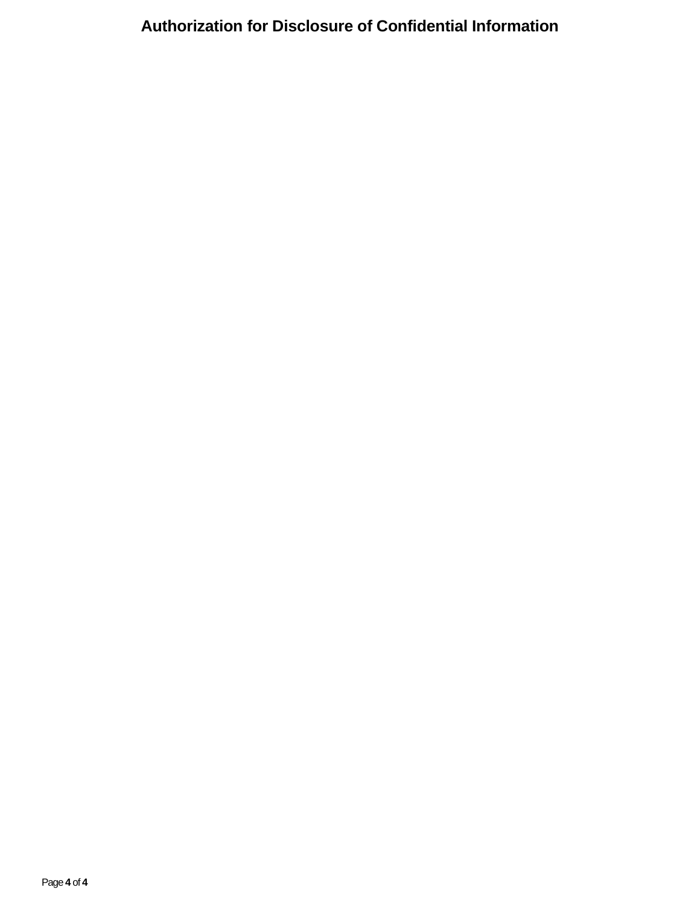# Authorization for Disclosure of Confidential Information